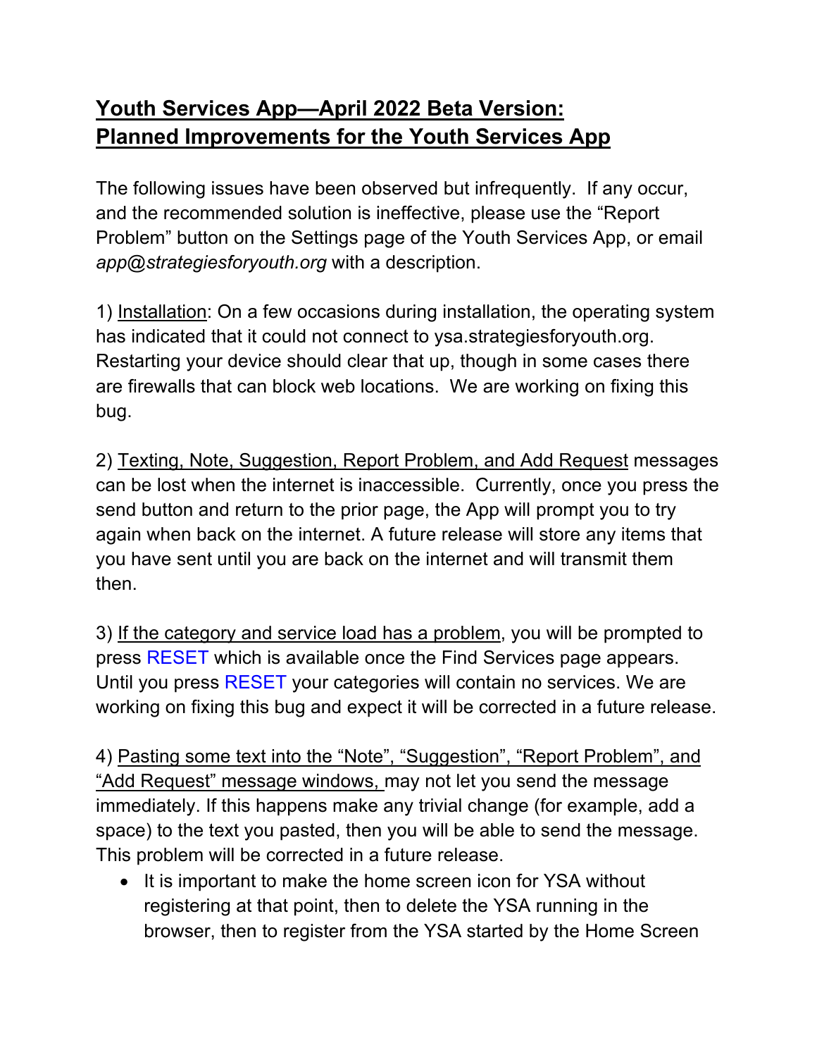# <u>Youth Services App—April 2022 Beta Version:</u>
# <u>Planned Improvements for the Youth Services App</u>

The following issues have been observed but infrequently. If any occur, and the recommended solution is ineffective, please use the "Report Problem" button on the Settings page of the Youth Services App, or email *app@strategiesforyouth.org* with a description.

1) <u>Installation</u>: On a few occasions during installation, the operating system has indicated that it could not connect to ysa.strategiesforyouth.org. Restarting your device should clear that up, though in some cases there are firewalls that can block web locations. We are working on fixing this bug.

2) <u>Texting, Note, Suggestion, Report Problem, and Add Request</u> messages can be lost when the internet is inaccessible. Currently, once you press the send button and return to the prior page, the App will prompt you to try again when back on the internet. A future release will store any items that you have sent until you are back on the internet and will transmit them then.

3) <u>If the category and service load has a problem</u>, you will be prompted to press RESET which is available once the Find Services page appears. Until you press RESET your categories will contain no services. We are working on fixing this bug and expect it will be corrected in a future release.

4) <u>Pasting some text into the "Note", "Suggestion", "Report Problem", and "Add Request" message windows,</u> may not let you send the message immediately. If this happens make any trivial change (for example, add a space) to the text you pasted, then you will be able to send the message. This problem will be corrected in a future release.

- It is important to make the home screen icon for YSA without registering at that point, then to delete the YSA running in the browser, then to register from the YSA started by the Home Screen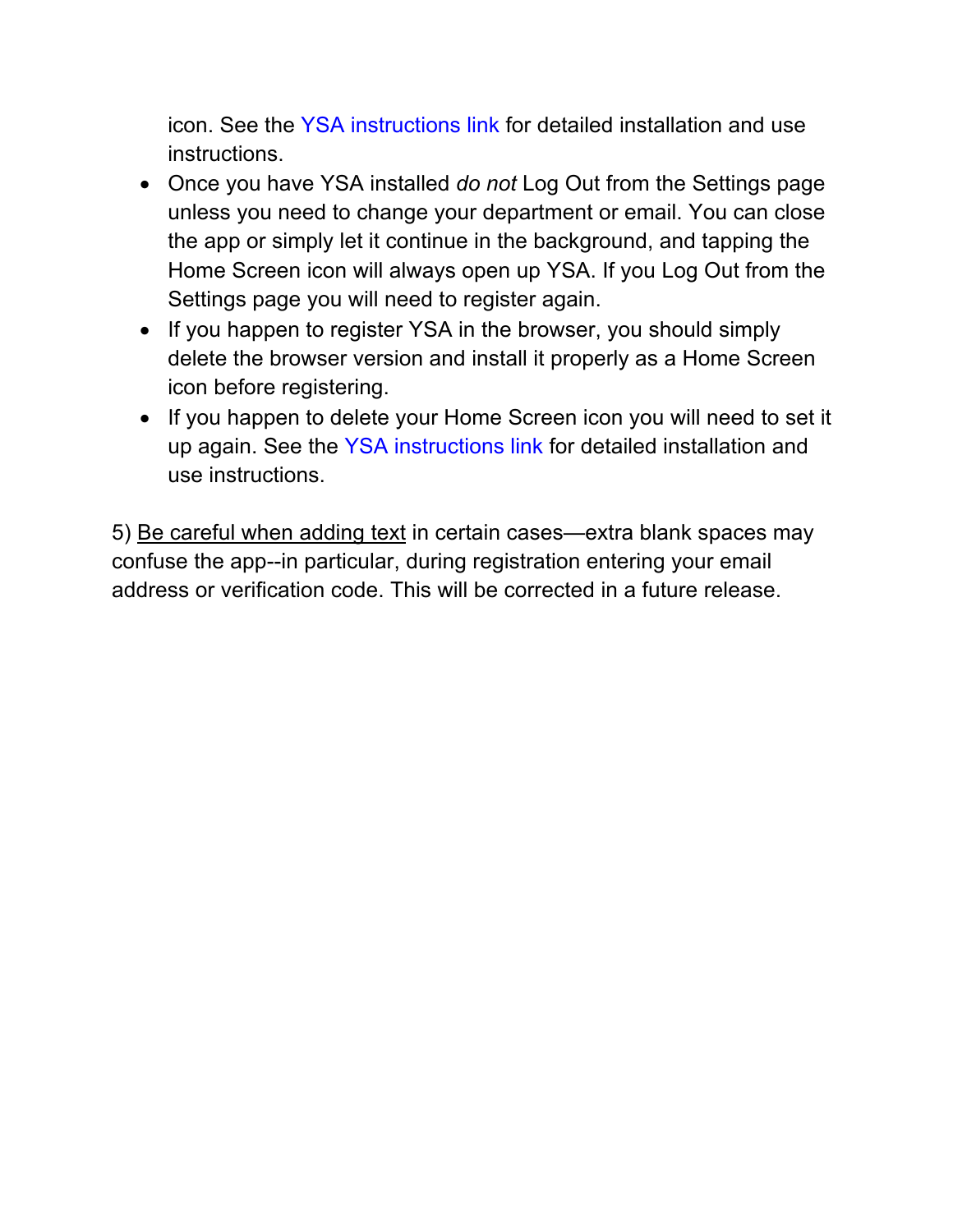icon. See the YSA instructions link for detailed installation and use instructions.

- Once you have YSA installed *do not* Log Out from the Settings page unless you need to change your department or email. You can close the app or simply let it continue in the background, and tapping the Home Screen icon will always open up YSA. If you Log Out from the Settings page you will need to register again.
- If you happen to register YSA in the browser, you should simply delete the browser version and install it properly as a Home Screen icon before registering.
- If you happen to delete your Home Screen icon you will need to set it up again. See the YSA instructions link for detailed installation and use instructions.

5) <u>Be careful when adding text</u> in certain cases—extra blank spaces may confuse the app--in particular, during registration entering your email address or verification code. This will be corrected in a future release.